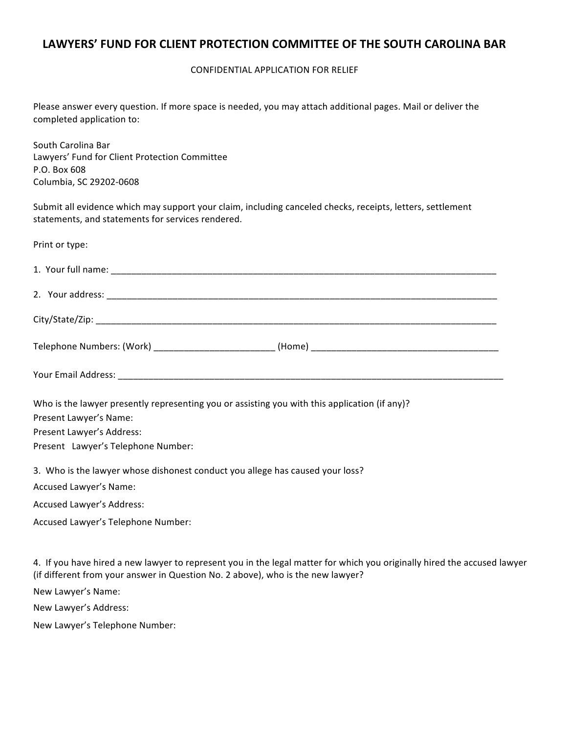# LAWYERS' FUND FOR CLIENT PROTECTION COMMITTEE OF THE SOUTH CAROLINA BAR

CONFIDENTIAL APPLICATION FOR RELIEF

Please answer every question. If more space is needed, you may attach additional pages. Mail or deliver the completed application to:

South Carolina Bar
Lawyers' Fund for Client Protection Committee
P.O. Box 608
Columbia, SC 29202-0608

Submit all evidence which may support your claim, including canceled checks, receipts, letters, settlement statements, and statements for services rendered.

Print or type:

1. Your full name: ___________________________________________________________________________

2. Your address: ___________________________________________________________________________

City/State/Zip: ___________________________________________________________________________

Telephone Numbers: (Work) _______________________ (Home) ___________________________________

Your Email Address: ________________________________________________________________________

Who is the lawyer presently representing you or assisting you with this application (if any)?
Present Lawyer's Name:
Present Lawyer's Address:
Present Lawyer's Telephone Number:

3. Who is the lawyer whose dishonest conduct you allege has caused your loss?

Accused Lawyer's Name:

Accused Lawyer's Address:

Accused Lawyer's Telephone Number:

4. If you have hired a new lawyer to represent you in the legal matter for which you originally hired the accused lawyer (if different from your answer in Question No. 2 above), who is the new lawyer?

New Lawyer's Name:

New Lawyer's Address:

New Lawyer's Telephone Number: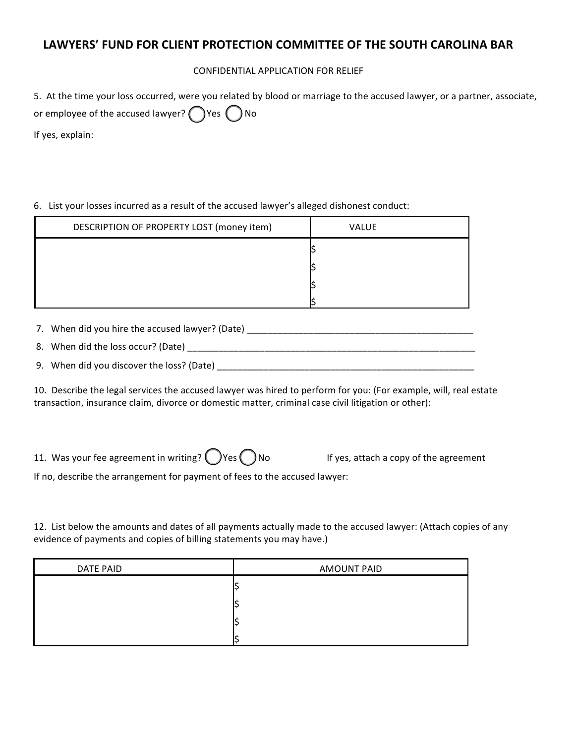# LAWYERS' FUND FOR CLIENT PROTECTION COMMITTEE OF THE SOUTH CAROLINA BAR

CONFIDENTIAL APPLICATION FOR RELIEF

5. At the time your loss occurred, were you related by blood or marriage to the accused lawyer, or a partner, associate, or employee of the accused lawyer? ◯ Yes ◯ No

If yes, explain:

6. List your losses incurred as a result of the accused lawyer's alleged dishonest conduct:

| DESCRIPTION OF PROPERTY LOST (money item) | VALUE |
|---|---|
| | $ |
| | $ |
| | $ |
| | $ |

7. When did you hire the accused lawyer? (Date) _______________________________________________

8. When did the loss occur? (Date) ___________________________________________________________

9. When did you discover the loss? (Date) ______________________________________________________

10. Describe the legal services the accused lawyer was hired to perform for you: (For example, will, real estate transaction, insurance claim, divorce or domestic matter, criminal case civil litigation or other):

11. Was your fee agreement in writing? ◯ Yes ◯ No      If yes, attach a copy of the agreement

If no, describe the arrangement for payment of fees to the accused lawyer:

12. List below the amounts and dates of all payments actually made to the accused lawyer: (Attach copies of any evidence of payments and copies of billing statements you may have.)

| DATE PAID | AMOUNT PAID |
|---|---|
| | $ |
| | $ |
| | $ |
| | $ |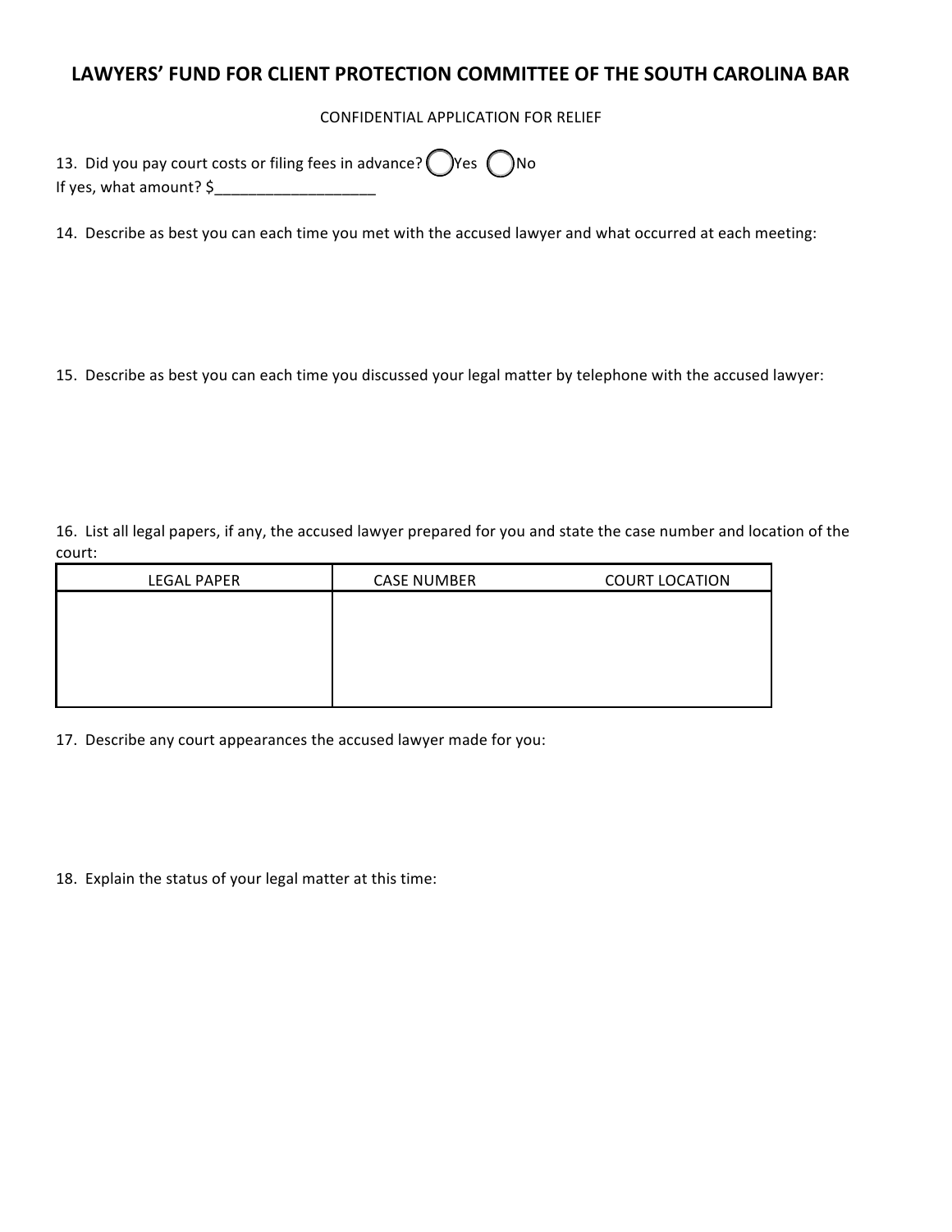# LAWYERS' FUND FOR CLIENT PROTECTION COMMITTEE OF THE SOUTH CAROLINA BAR

CONFIDENTIAL APPLICATION FOR RELIEF

13. Did you pay court costs or filing fees in advance? ◯ Yes ◯ No
If yes, what amount? $___________________

14. Describe as best you can each time you met with the accused lawyer and what occurred at each meeting:

15. Describe as best you can each time you discussed your legal matter by telephone with the accused lawyer:

16. List all legal papers, if any, the accused lawyer prepared for you and state the case number and location of the court:

| LEGAL PAPER | CASE NUMBER | COURT LOCATION |
| --- | --- | --- |
| | | |

17. Describe any court appearances the accused lawyer made for you:

18. Explain the status of your legal matter at this time: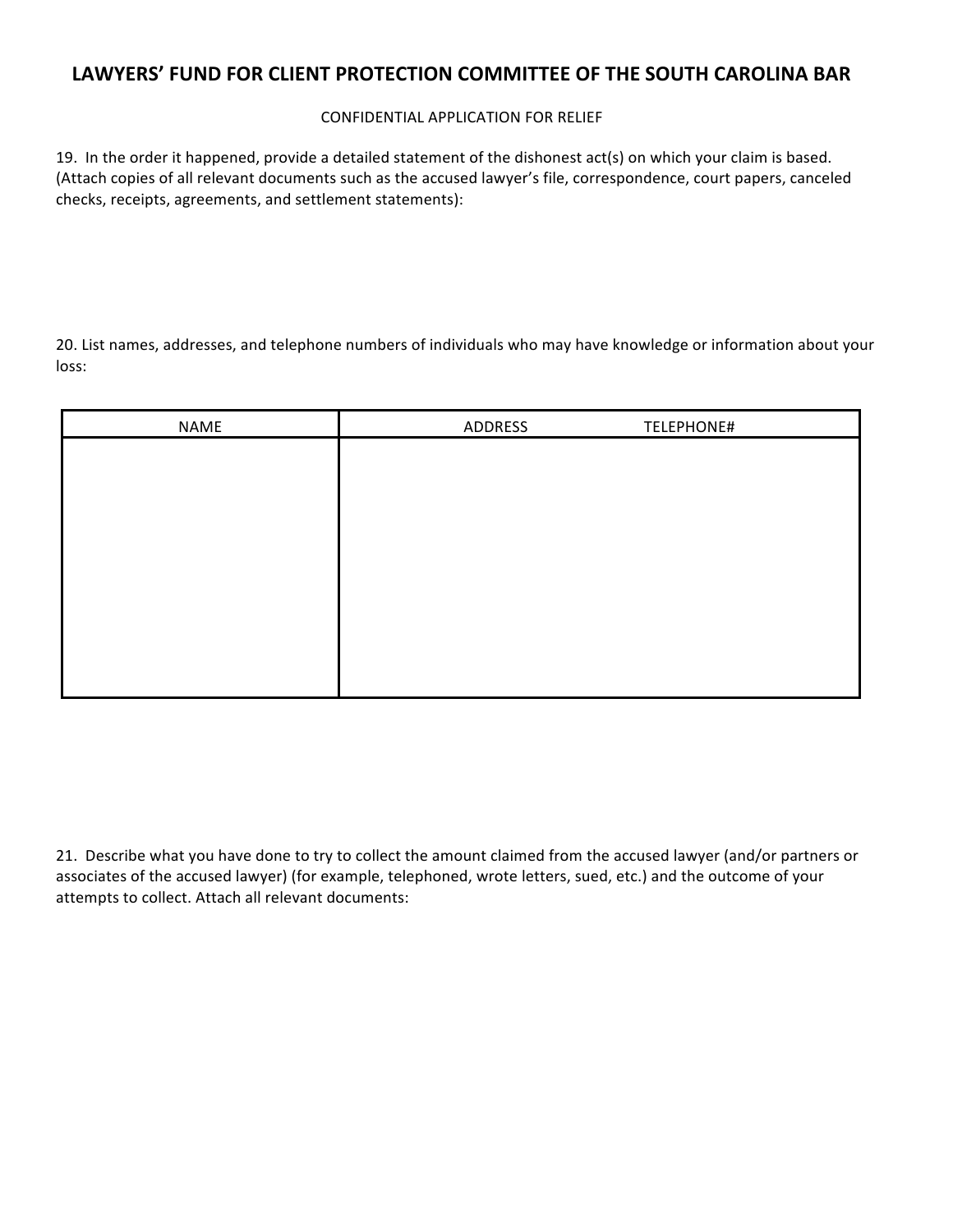## LAWYERS' FUND FOR CLIENT PROTECTION COMMITTEE OF THE SOUTH CAROLINA BAR

CONFIDENTIAL APPLICATION FOR RELIEF

19. In the order it happened, provide a detailed statement of the dishonest act(s) on which your claim is based. (Attach copies of all relevant documents such as the accused lawyer's file, correspondence, court papers, canceled checks, receipts, agreements, and settlement statements):

20. List names, addresses, and telephone numbers of individuals who may have knowledge or information about your loss:

| NAME | ADDRESS TELEPHONE# |
| --- | --- |
| | |

21. Describe what you have done to try to collect the amount claimed from the accused lawyer (and/or partners or associates of the accused lawyer) (for example, telephoned, wrote letters, sued, etc.) and the outcome of your attempts to collect. Attach all relevant documents: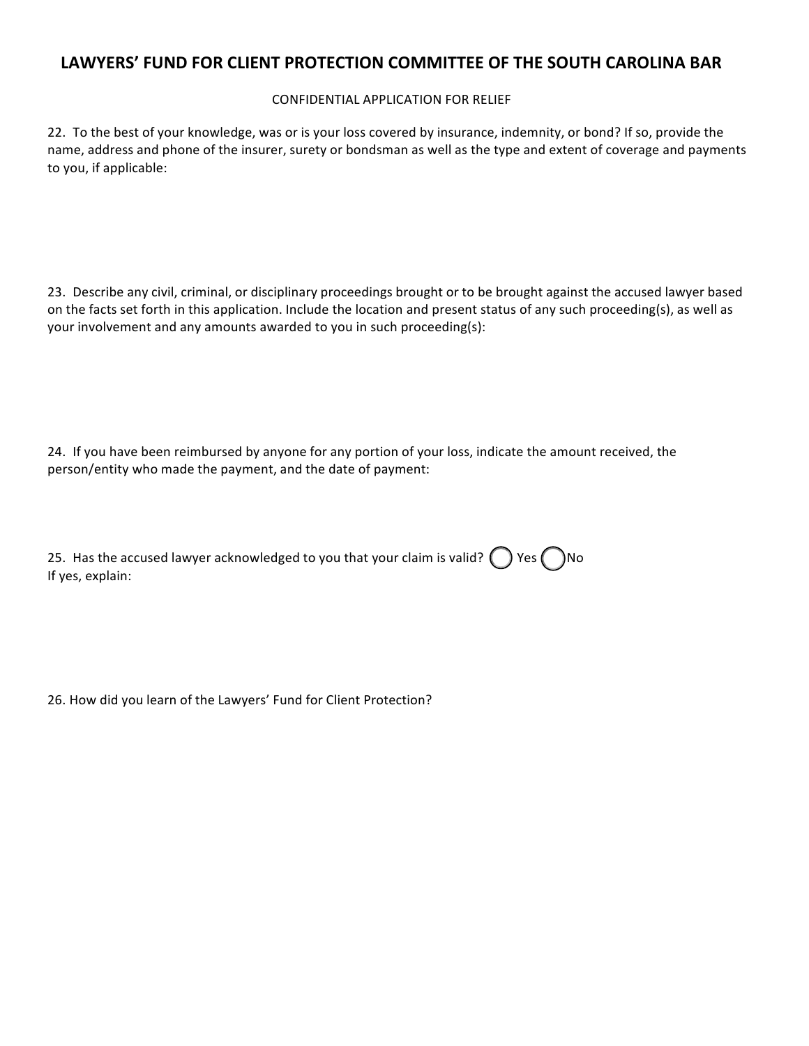# LAWYERS' FUND FOR CLIENT PROTECTION COMMITTEE OF THE SOUTH CAROLINA BAR

CONFIDENTIAL APPLICATION FOR RELIEF

22. To the best of your knowledge, was or is your loss covered by insurance, indemnity, or bond? If so, provide the name, address and phone of the insurer, surety or bondsman as well as the type and extent of coverage and payments to you, if applicable:

23. Describe any civil, criminal, or disciplinary proceedings brought or to be brought against the accused lawyer based on the facts set forth in this application. Include the location and present status of any such proceeding(s), as well as your involvement and any amounts awarded to you in such proceeding(s):

24. If you have been reimbursed by anyone for any portion of your loss, indicate the amount received, the person/entity who made the payment, and the date of payment:

25. Has the accused lawyer acknowledged to you that your claim is valid? ◯ Yes ◯ No
If yes, explain:

26. How did you learn of the Lawyers' Fund for Client Protection?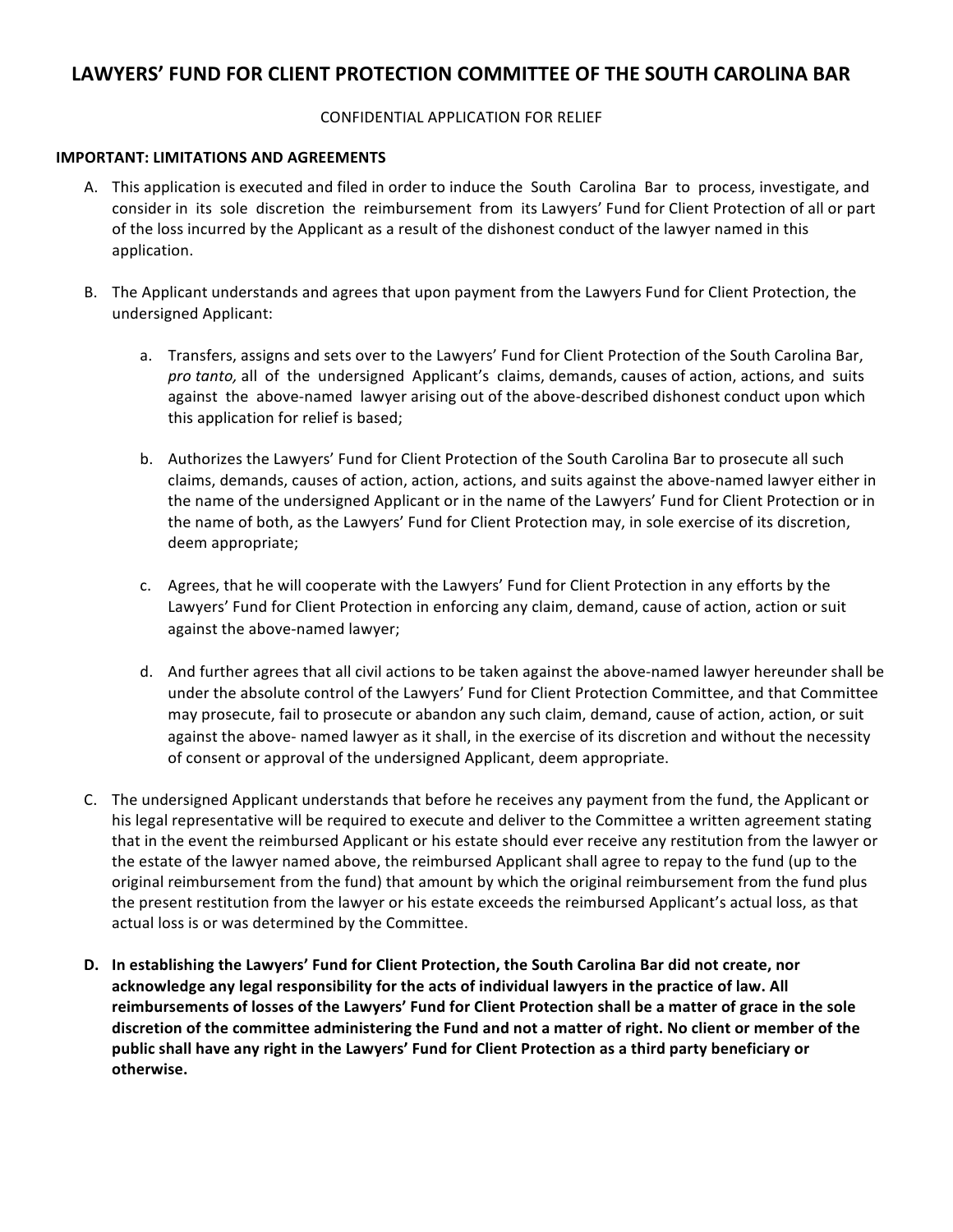# LAWYERS' FUND FOR CLIENT PROTECTION COMMITTEE OF THE SOUTH CAROLINA BAR

CONFIDENTIAL APPLICATION FOR RELIEF

**IMPORTANT: LIMITATIONS AND AGREEMENTS**

A. This application is executed and filed in order to induce the South Carolina Bar to process, investigate, and consider in its sole discretion the reimbursement from its Lawyers' Fund for Client Protection of all or part of the loss incurred by the Applicant as a result of the dishonest conduct of the lawyer named in this application.

B. The Applicant understands and agrees that upon payment from the Lawyers Fund for Client Protection, the undersigned Applicant:

   a. Transfers, assigns and sets over to the Lawyers' Fund for Client Protection of the South Carolina Bar, *pro tanto,* all of the undersigned Applicant's claims, demands, causes of action, actions, and suits against the above-named lawyer arising out of the above-described dishonest conduct upon which this application for relief is based;

   b. Authorizes the Lawyers' Fund for Client Protection of the South Carolina Bar to prosecute all such claims, demands, causes of action, action, actions, and suits against the above-named lawyer either in the name of the undersigned Applicant or in the name of the Lawyers' Fund for Client Protection or in the name of both, as the Lawyers' Fund for Client Protection may, in sole exercise of its discretion, deem appropriate;

   c. Agrees, that he will cooperate with the Lawyers' Fund for Client Protection in any efforts by the Lawyers' Fund for Client Protection in enforcing any claim, demand, cause of action, action or suit against the above-named lawyer;

   d. And further agrees that all civil actions to be taken against the above-named lawyer hereunder shall be under the absolute control of the Lawyers' Fund for Client Protection Committee, and that Committee may prosecute, fail to prosecute or abandon any such claim, demand, cause of action, action, or suit against the above- named lawyer as it shall, in the exercise of its discretion and without the necessity of consent or approval of the undersigned Applicant, deem appropriate.

C. The undersigned Applicant understands that before he receives any payment from the fund, the Applicant or his legal representative will be required to execute and deliver to the Committee a written agreement stating that in the event the reimbursed Applicant or his estate should ever receive any restitution from the lawyer or the estate of the lawyer named above, the reimbursed Applicant shall agree to repay to the fund (up to the original reimbursement from the fund) that amount by which the original reimbursement from the fund plus the present restitution from the lawyer or his estate exceeds the reimbursed Applicant's actual loss, as that actual loss is or was determined by the Committee.

**D. In establishing the Lawyers' Fund for Client Protection, the South Carolina Bar did not create, nor acknowledge any legal responsibility for the acts of individual lawyers in the practice of law. All reimbursements of losses of the Lawyers' Fund for Client Protection shall be a matter of grace in the sole discretion of the committee administering the Fund and not a matter of right. No client or member of the public shall have any right in the Lawyers' Fund for Client Protection as a third party beneficiary or otherwise.**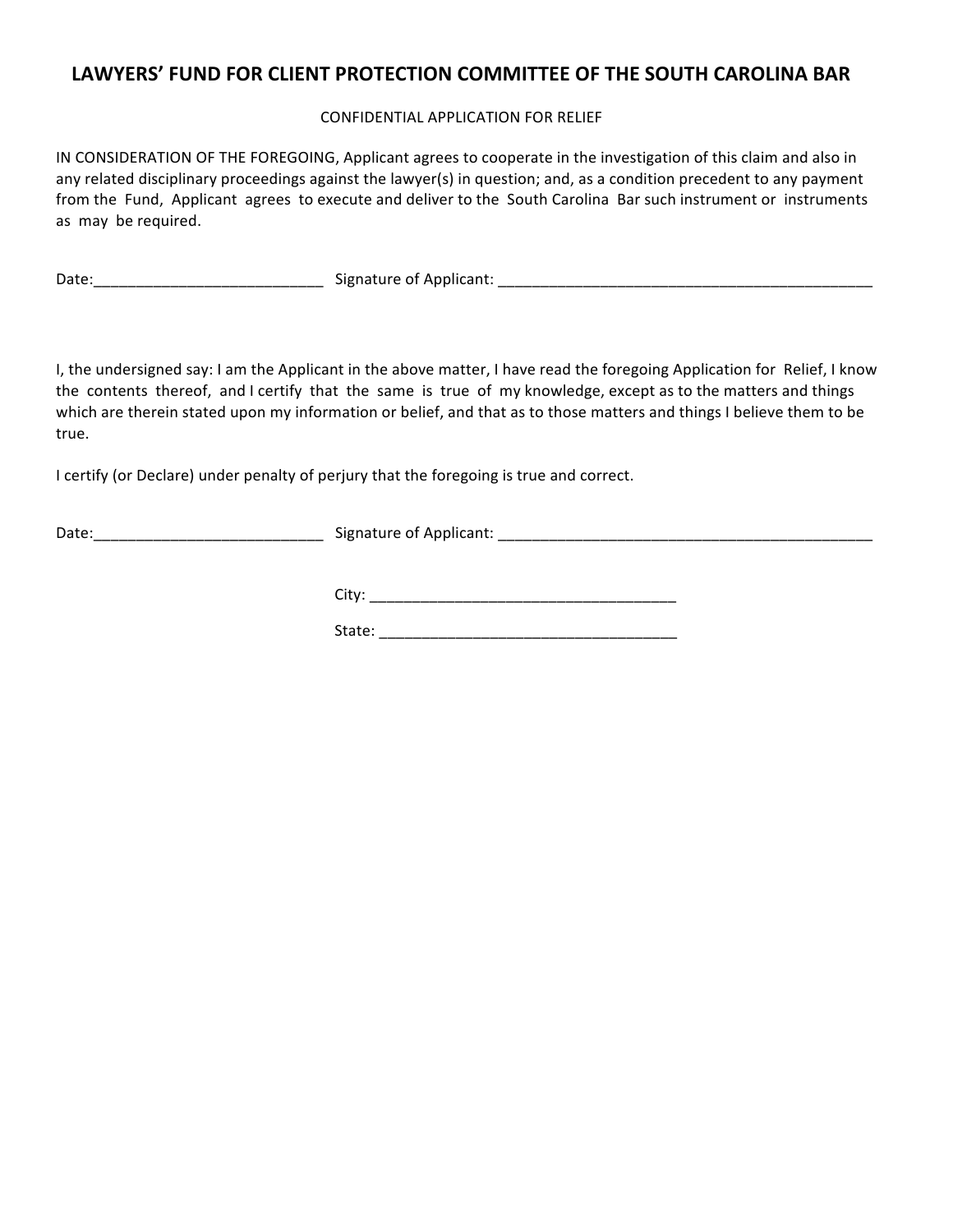# LAWYERS' FUND FOR CLIENT PROTECTION COMMITTEE OF THE SOUTH CAROLINA BAR

CONFIDENTIAL APPLICATION FOR RELIEF

IN CONSIDERATION OF THE FOREGOING, Applicant agrees to cooperate in the investigation of this claim and also in any related disciplinary proceedings against the lawyer(s) in question; and, as a condition precedent to any payment from the Fund, Applicant agrees to execute and deliver to the South Carolina Bar such instrument or instruments as may be required.

Date:___________________________ Signature of Applicant: ______________________________________________

I, the undersigned say: I am the Applicant in the above matter, I have read the foregoing Application for Relief, I know the contents thereof, and I certify that the same is true of my knowledge, except as to the matters and things which are therein stated upon my information or belief, and that as to those matters and things I believe them to be true.

I certify (or Declare) under penalty of perjury that the foregoing is true and correct.

Date:___________________________ Signature of Applicant: ______________________________________________

City: ____________________________________

State: ___________________________________